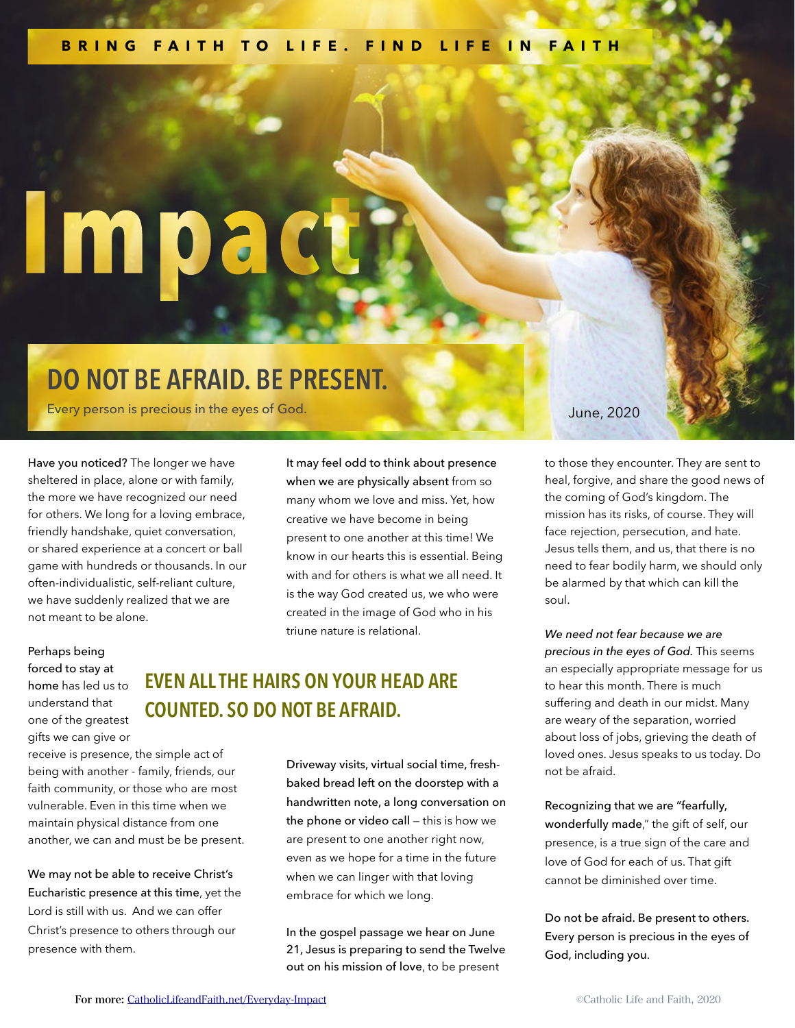BRING FAITH TO LIFE. FIND LIFE IN FAITH

# Impact

## DO NOT BE AFRAID. BE PRESENT.

Every person is precious in the eyes of God.

June, 2020

**Have you noticed?** The longer we have sheltered in place, alone or with family, the more we have recognized our need for others. We long for a loving embrace, friendly handshake, quiet conversation, or shared experience at a concert or ball game with hundreds or thousands. In our often-individualistic, self-reliant culture, we have suddenly realized that we are not meant to be alone.

**Perhaps being forced to stay at home** has led us to understand that one of the greatest gifts we can give or receive is presence, the simple act of being with another - family, friends, our faith community, or those who are most vulnerable. Even in this time when we maintain physical distance from one another, we can and must be be present.

**We may not be able to receive Christ's Eucharistic presence at this time**, yet the Lord is still with us. And we can offer Christ's presence to others through our presence with them.

**It may feel odd to think about presence when we are physically absent** from so many whom we love and miss. Yet, how creative we have become in being present to one another at this time! We know in our hearts this is essential. Being with and for others is what we all need. It is the way God created us, we who were created in the image of God who in his triune nature is relational.

## EVEN ALL THE HAIRS ON YOUR HEAD ARE COUNTED. SO DO NOT BE AFRAID.

**Driveway visits, virtual social time, fresh-baked bread left on the doorstep with a handwritten note, a long conversation on the phone or video call** — this is how we are present to one another right now, even as we hope for a time in the future when we can linger with that loving embrace for which we long.

**In the gospel passage we hear on June 21, Jesus is preparing to send the Twelve out on his mission of love**, to be present to those they encounter. They are sent to heal, forgive, and share the good news of the coming of God's kingdom. The mission has its risks, of course. They will face rejection, persecution, and hate. Jesus tells them, and us, that there is no need to fear bodily harm, we should only be alarmed by that which can kill the soul.

*We need not fear because we are precious in the eyes of God.* This seems an especially appropriate message for us to hear this month. There is much suffering and death in our midst. Many are weary of the separation, worried about loss of jobs, grieving the death of loved ones. Jesus speaks to us today. Do not be afraid.

**Recognizing that we are "fearfully, wonderfully made**," the gift of self, our presence, is a true sign of the care and love of God for each of us. That gift cannot be diminished over time.

**Do not be afraid. Be present to others. Every person is precious in the eyes of God, including you**.

For more: [CatholicLifeandFaith.net/Everyday-Impact](CatholicLifeandFaith.net/Everyday-Impact)

©Catholic Life and Faith, 2020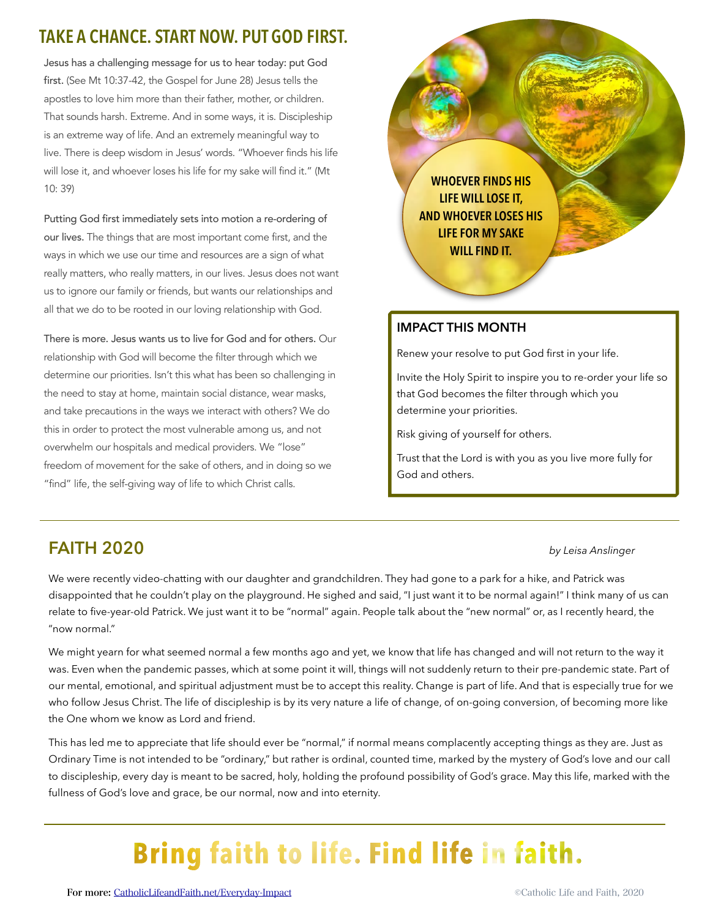## TAKE A CHANCE. START NOW. PUT GOD FIRST.

**Jesus has a challenging message for us to hear today: put God first.** (See Mt 10:37-42, the Gospel for June 28) Jesus tells the apostles to love him more than their father, mother, or children. That sounds harsh. Extreme. And in some ways, it is. Discipleship is an extreme way of life. And an extremely meaningful way to live. There is deep wisdom in Jesus' words. "Whoever finds his life will lose it, and whoever loses his life for my sake will find it." (Mt 10: 39)

**Putting God first immediately sets into motion a re-ordering of our lives.** The things that are most important come first, and the ways in which we use our time and resources are a sign of what really matters, who really matters, in our lives. Jesus does not want us to ignore our family or friends, but wants our relationships and all that we do to be rooted in our loving relationship with God.

**There is more. Jesus wants us to live for God and for others.** Our relationship with God will become the filter through which we determine our priorities. Isn't this what has been so challenging in the need to stay at home, maintain social distance, wear masks, and take precautions in the ways we interact with others? We do this in order to protect the most vulnerable among us, and not overwhelm our hospitals and medical providers. We "lose" freedom of movement for the sake of others, and in doing so we "find" life, the self-giving way of life to which Christ calls.

**WHOEVER FINDS HIS LIFE WILL LOSE IT, AND WHOEVER LOSES HIS LIFE FOR MY SAKE WILL FIND IT.**

### IMPACT THIS MONTH

Renew your resolve to put God first in your life.

Invite the Holy Spirit to inspire you to re-order your life so that God becomes the filter through which you determine your priorities.

Risk giving of yourself for others.

Trust that the Lord is with you as you live more fully for God and others.

## FAITH 2020

*by Leisa Anslinger*

We were recently video-chatting with our daughter and grandchildren. They had gone to a park for a hike, and Patrick was disappointed that he couldn't play on the playground. He sighed and said, "I just want it to be normal again!" I think many of us can relate to five-year-old Patrick. We just want it to be "normal" again. People talk about the "new normal" or, as I recently heard, the "now normal."

We might yearn for what seemed normal a few months ago and yet, we know that life has changed and will not return to the way it was. Even when the pandemic passes, which at some point it will, things will not suddenly return to their pre-pandemic state. Part of our mental, emotional, and spiritual adjustment must be to accept this reality. Change is part of life. And that is especially true for we who follow Jesus Christ. The life of discipleship is by its very nature a life of change, of on-going conversion, of becoming more like the One whom we know as Lord and friend.

This has led me to appreciate that life should ever be "normal," if normal means complacently accepting things as they are. Just as Ordinary Time is not intended to be "ordinary," but rather is ordinal, counted time, marked by the mystery of God's love and our call to discipleship, every day is meant to be sacred, holy, holding the profound possibility of God's grace. May this life, marked with the fullness of God's love and grace, be our normal, now and into eternity.

**Bring faith to life. Find life in faith.**

For more: [CatholicLifeandFaith.net/Everyday-Impact](CatholicLifeandFaith.net/Everyday-Impact)

©Catholic Life and Faith, 2020